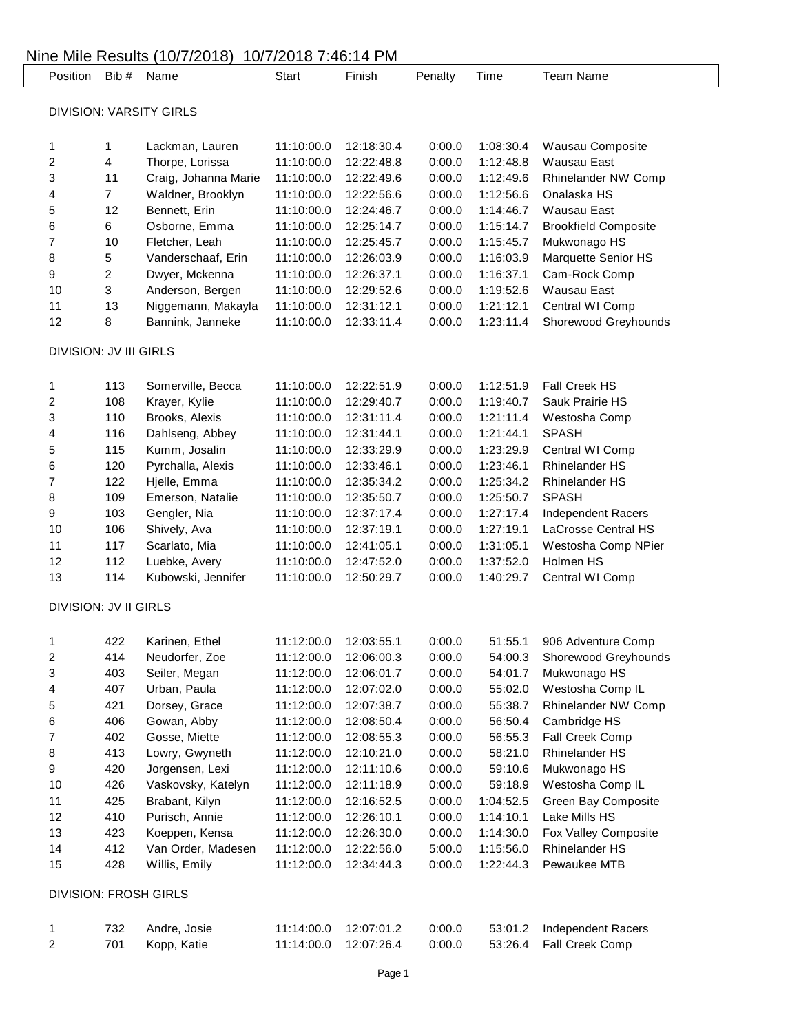# Nine Mile Results (10/7/2018) 10/7/2018 7:46:14 PM

| Position | Bib # | Name | Start | Finish | Penalty | Time | Team Name |
|---|---|---|---|---|---|---|---|
| **DIVISION: VARSITY GIRLS** | | | | | | | |
| 1 | 1 | Lackman, Lauren | 11:10:00.0 | 12:18:30.4 | 0:00.0 | 1:08:30.4 | Wausau Composite |
| 2 | 4 | Thorpe, Lorissa | 11:10:00.0 | 12:22:48.8 | 0:00.0 | 1:12:48.8 | Wausau East |
| 3 | 11 | Craig, Johanna Marie | 11:10:00.0 | 12:22:49.6 | 0:00.0 | 1:12:49.6 | Rhinelander NW Comp |
| 4 | 7 | Waldner, Brooklyn | 11:10:00.0 | 12:22:56.6 | 0:00.0 | 1:12:56.6 | Onalaska HS |
| 5 | 12 | Bennett, Erin | 11:10:00.0 | 12:24:46.7 | 0:00.0 | 1:14:46.7 | Wausau East |
| 6 | 6 | Osborne, Emma | 11:10:00.0 | 12:25:14.7 | 0:00.0 | 1:15:14.7 | Brookfield Composite |
| 7 | 10 | Fletcher, Leah | 11:10:00.0 | 12:25:45.7 | 0:00.0 | 1:15:45.7 | Mukwonago HS |
| 8 | 5 | Vanderschaaf, Erin | 11:10:00.0 | 12:26:03.9 | 0:00.0 | 1:16:03.9 | Marquette Senior HS |
| 9 | 2 | Dwyer, Mckenna | 11:10:00.0 | 12:26:37.1 | 0:00.0 | 1:16:37.1 | Cam-Rock Comp |
| 10 | 3 | Anderson, Bergen | 11:10:00.0 | 12:29:52.6 | 0:00.0 | 1:19:52.6 | Wausau East |
| 11 | 13 | Niggemann, Makayla | 11:10:00.0 | 12:31:12.1 | 0:00.0 | 1:21:12.1 | Central WI Comp |
| 12 | 8 | Bannink, Janneke | 11:10:00.0 | 12:33:11.4 | 0:00.0 | 1:23:11.4 | Shorewood Greyhounds |
| **DIVISION: JV III GIRLS** | | | | | | | |
| 1 | 113 | Somerville, Becca | 11:10:00.0 | 12:22:51.9 | 0:00.0 | 1:12:51.9 | Fall Creek HS |
| 2 | 108 | Krayer, Kylie | 11:10:00.0 | 12:29:40.7 | 0:00.0 | 1:19:40.7 | Sauk Prairie HS |
| 3 | 110 | Brooks, Alexis | 11:10:00.0 | 12:31:11.4 | 0:00.0 | 1:21:11.4 | Westosha Comp |
| 4 | 116 | Dahlseng, Abbey | 11:10:00.0 | 12:31:44.1 | 0:00.0 | 1:21:44.1 | SPASH |
| 5 | 115 | Kumm, Josalin | 11:10:00.0 | 12:33:29.9 | 0:00.0 | 1:23:29.9 | Central WI Comp |
| 6 | 120 | Pyrchalla, Alexis | 11:10:00.0 | 12:33:46.1 | 0:00.0 | 1:23:46.1 | Rhinelander HS |
| 7 | 122 | Hjelle, Emma | 11:10:00.0 | 12:35:34.2 | 0:00.0 | 1:25:34.2 | Rhinelander HS |
| 8 | 109 | Emerson, Natalie | 11:10:00.0 | 12:35:50.7 | 0:00.0 | 1:25:50.7 | SPASH |
| 9 | 103 | Gengler, Nia | 11:10:00.0 | 12:37:17.4 | 0:00.0 | 1:27:17.4 | Independent Racers |
| 10 | 106 | Shively, Ava | 11:10:00.0 | 12:37:19.1 | 0:00.0 | 1:27:19.1 | LaCrosse Central HS |
| 11 | 117 | Scarlato, Mia | 11:10:00.0 | 12:41:05.1 | 0:00.0 | 1:31:05.1 | Westosha Comp NPier |
| 12 | 112 | Luebke, Avery | 11:10:00.0 | 12:47:52.0 | 0:00.0 | 1:37:52.0 | Holmen HS |
| 13 | 114 | Kubowski, Jennifer | 11:10:00.0 | 12:50:29.7 | 0:00.0 | 1:40:29.7 | Central WI Comp |
| **DIVISION: JV II GIRLS** | | | | | | | |
| 1 | 422 | Karinen, Ethel | 11:12:00.0 | 12:03:55.1 | 0:00.0 | 51:55.1 | 906 Adventure Comp |
| 2 | 414 | Neudorfer, Zoe | 11:12:00.0 | 12:06:00.3 | 0:00.0 | 54:00.3 | Shorewood Greyhounds |
| 3 | 403 | Seiler, Megan | 11:12:00.0 | 12:06:01.7 | 0:00.0 | 54:01.7 | Mukwonago HS |
| 4 | 407 | Urban, Paula | 11:12:00.0 | 12:07:02.0 | 0:00.0 | 55:02.0 | Westosha Comp IL |
| 5 | 421 | Dorsey, Grace | 11:12:00.0 | 12:07:38.7 | 0:00.0 | 55:38.7 | Rhinelander NW Comp |
| 6 | 406 | Gowan, Abby | 11:12:00.0 | 12:08:50.4 | 0:00.0 | 56:50.4 | Cambridge HS |
| 7 | 402 | Gosse, Miette | 11:12:00.0 | 12:08:55.3 | 0:00.0 | 56:55.3 | Fall Creek Comp |
| 8 | 413 | Lowry, Gwyneth | 11:12:00.0 | 12:10:21.0 | 0:00.0 | 58:21.0 | Rhinelander HS |
| 9 | 420 | Jorgensen, Lexi | 11:12:00.0 | 12:11:10.6 | 0:00.0 | 59:10.6 | Mukwonago HS |
| 10 | 426 | Vaskovsky, Katelyn | 11:12:00.0 | 12:11:18.9 | 0:00.0 | 59:18.9 | Westosha Comp IL |
| 11 | 425 | Brabant, Kilyn | 11:12:00.0 | 12:16:52.5 | 0:00.0 | 1:04:52.5 | Green Bay Composite |
| 12 | 410 | Purisch, Annie | 11:12:00.0 | 12:26:10.1 | 0:00.0 | 1:14:10.1 | Lake Mills HS |
| 13 | 423 | Koeppen, Kensa | 11:12:00.0 | 12:26:30.0 | 0:00.0 | 1:14:30.0 | Fox Valley Composite |
| 14 | 412 | Van Order, Madesen | 11:12:00.0 | 12:22:56.0 | 5:00.0 | 1:15:56.0 | Rhinelander HS |
| 15 | 428 | Willis, Emily | 11:12:00.0 | 12:34:44.3 | 0:00.0 | 1:22:44.3 | Pewaukee MTB |
| **DIVISION: FROSH GIRLS** | | | | | | | |
| 1 | 732 | Andre, Josie | 11:14:00.0 | 12:07:01.2 | 0:00.0 | 53:01.2 | Independent Racers |
| 2 | 701 | Kopp, Katie | 11:14:00.0 | 12:07:26.4 | 0:00.0 | 53:26.4 | Fall Creek Comp |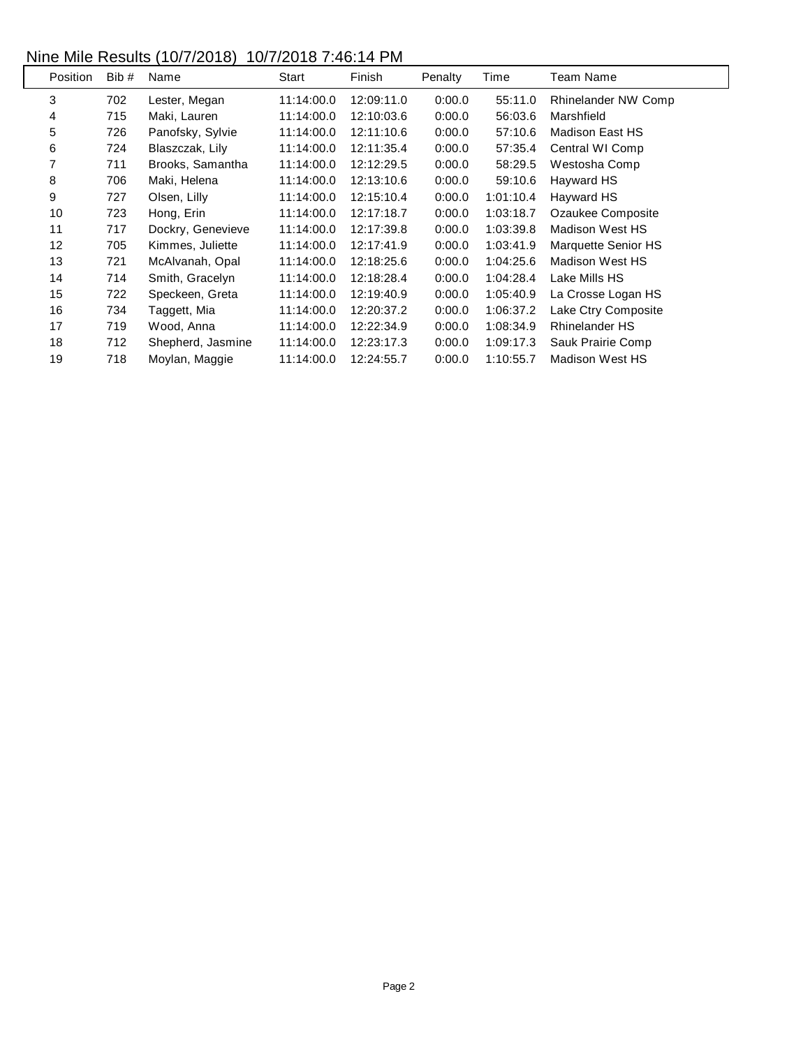## Nine Mile Results (10/7/2018) 10/7/2018 7:46:14 PM

| Position | Bib # | Name | Start | Finish | Penalty | Time | Team Name |
|---|---|---|---|---|---|---|---|
| 3 | 702 | Lester, Megan | 11:14:00.0 | 12:09:11.0 | 0:00.0 | 55:11.0 | Rhinelander NW Comp |
| 4 | 715 | Maki, Lauren | 11:14:00.0 | 12:10:03.6 | 0:00.0 | 56:03.6 | Marshfield |
| 5 | 726 | Panofsky, Sylvie | 11:14:00.0 | 12:11:10.6 | 0:00.0 | 57:10.6 | Madison East HS |
| 6 | 724 | Blaszczak, Lily | 11:14:00.0 | 12:11:35.4 | 0:00.0 | 57:35.4 | Central WI Comp |
| 7 | 711 | Brooks, Samantha | 11:14:00.0 | 12:12:29.5 | 0:00.0 | 58:29.5 | Westosha Comp |
| 8 | 706 | Maki, Helena | 11:14:00.0 | 12:13:10.6 | 0:00.0 | 59:10.6 | Hayward HS |
| 9 | 727 | Olsen, Lilly | 11:14:00.0 | 12:15:10.4 | 0:00.0 | 1:01:10.4 | Hayward HS |
| 10 | 723 | Hong, Erin | 11:14:00.0 | 12:17:18.7 | 0:00.0 | 1:03:18.7 | Ozaukee Composite |
| 11 | 717 | Dockry, Genevieve | 11:14:00.0 | 12:17:39.8 | 0:00.0 | 1:03:39.8 | Madison West HS |
| 12 | 705 | Kimmes, Juliette | 11:14:00.0 | 12:17:41.9 | 0:00.0 | 1:03:41.9 | Marquette Senior HS |
| 13 | 721 | McAlvanah, Opal | 11:14:00.0 | 12:18:25.6 | 0:00.0 | 1:04:25.6 | Madison West HS |
| 14 | 714 | Smith, Gracelyn | 11:14:00.0 | 12:18:28.4 | 0:00.0 | 1:04:28.4 | Lake Mills HS |
| 15 | 722 | Speckeen, Greta | 11:14:00.0 | 12:19:40.9 | 0:00.0 | 1:05:40.9 | La Crosse Logan HS |
| 16 | 734 | Taggett, Mia | 11:14:00.0 | 12:20:37.2 | 0:00.0 | 1:06:37.2 | Lake Ctry Composite |
| 17 | 719 | Wood, Anna | 11:14:00.0 | 12:22:34.9 | 0:00.0 | 1:08:34.9 | Rhinelander HS |
| 18 | 712 | Shepherd, Jasmine | 11:14:00.0 | 12:23:17.3 | 0:00.0 | 1:09:17.3 | Sauk Prairie Comp |
| 19 | 718 | Moylan, Maggie | 11:14:00.0 | 12:24:55.7 | 0:00.0 | 1:10:55.7 | Madison West HS |